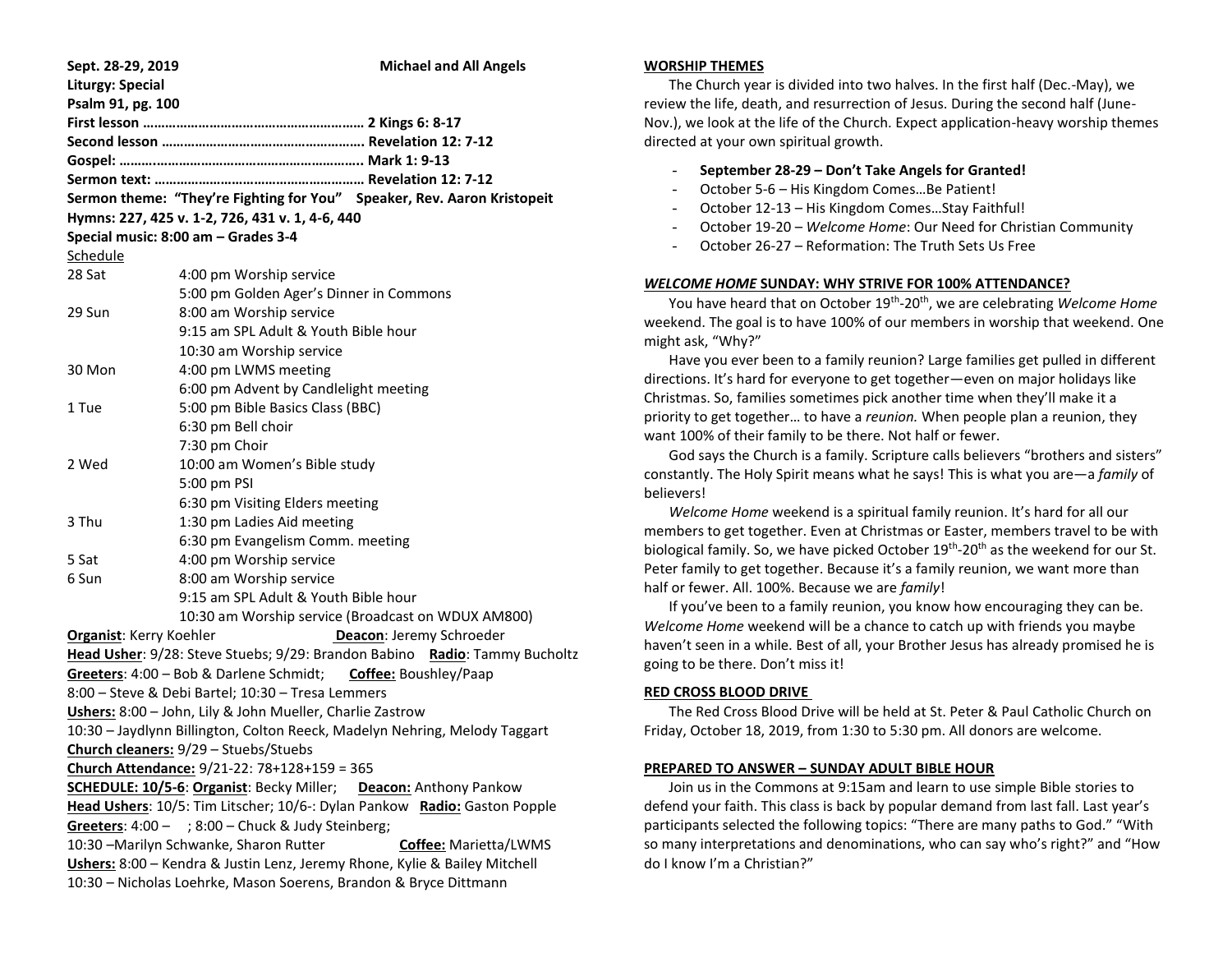**Sept. 28-29, 2019** **Michael and All Angels**

**Liturgy: Special**

**Psalm 91, pg. 100**

**First lesson …………………………………………………… 2 Kings 6: 8-17**

**Second lesson ……………………………………………… Revelation 12: 7-12**

**Gospel: ……..……………………………………………….. Mark 1: 9-13**

**Sermon text: ………………………………………………… Revelation 12: 7-12**

**Sermon theme: "They're Fighting for You" Speaker, Rev. Aaron Kristopeit**

**Hymns: 227, 425 v. 1-2, 726, 431 v. 1, 4-6, 440**

**Special music: 8:00 am – Grades 3-4**

Schedule

| | |
|---|---|
| 28 Sat | 4:00 pm Worship service |
| | 5:00 pm Golden Ager's Dinner in Commons |
| 29 Sun | 8:00 am Worship service |
| | 9:15 am SPL Adult & Youth Bible hour |
| | 10:30 am Worship service |
| 30 Mon | 4:00 pm LWMS meeting |
| | 6:00 pm Advent by Candlelight meeting |
| 1 Tue | 5:00 pm Bible Basics Class (BBC) |
| | 6:30 pm Bell choir |
| | 7:30 pm Choir |
| 2 Wed | 10:00 am Women's Bible study |
| | 5:00 pm PSI |
| | 6:30 pm Visiting Elders meeting |
| 3 Thu | 1:30 pm Ladies Aid meeting |
| | 6:30 pm Evangelism Comm. meeting |
| 5 Sat | 4:00 pm Worship service |
| 6 Sun | 8:00 am Worship service |
| | 9:15 am SPL Adult & Youth Bible hour |
| | 10:30 am Worship service (Broadcast on WDUX AM800) |

**Organist**: Kerry Koehler **Deacon**: Jeremy Schroeder

**Head Usher**: 9/28: Steve Stuebs; 9/29: Brandon Babino **Radio**: Tammy Bucholtz

**Greeters**: 4:00 – Bob & Darlene Schmidt; **Coffee:** Boushley/Paap

8:00 – Steve & Debi Bartel; 10:30 – Tresa Lemmers

**Ushers:** 8:00 – John, Lily & John Mueller, Charlie Zastrow

10:30 – Jaydlynn Billington, Colton Reeck, Madelyn Nehring, Melody Taggart

**Church cleaners:** 9/29 – Stuebs/Stuebs

**Church Attendance:** 9/21-22: 78+128+159 = 365

**SCHEDULE: 10/5-6**: **Organist**: Becky Miller; **Deacon:** Anthony Pankow

**Head Ushers**: 10/5: Tim Litscher; 10/6-: Dylan Pankow **Radio:** Gaston Popple

**Greeters**: 4:00 – ; 8:00 – Chuck & Judy Steinberg;

10:30 –Marilyn Schwanke, Sharon Rutter **Coffee:** Marietta/LWMS

**Ushers:** 8:00 – Kendra & Justin Lenz, Jeremy Rhone, Kylie & Bailey Mitchell

10:30 – Nicholas Loehrke, Mason Soerens, Brandon & Bryce Dittmann

## WORSHIP THEMES

The Church year is divided into two halves. In the first half (Dec.-May), we review the life, death, and resurrection of Jesus. During the second half (June-Nov.), we look at the life of the Church. Expect application-heavy worship themes directed at your own spiritual growth.

- **September 28-29 – Don't Take Angels for Granted!**
- October 5-6 – His Kingdom Comes…Be Patient!
- October 12-13 – His Kingdom Comes…Stay Faithful!
- October 19-20 – *Welcome Home*: Our Need for Christian Community
- October 26-27 – Reformation: The Truth Sets Us Free

## *WELCOME HOME* SUNDAY: WHY STRIVE FOR 100% ATTENDANCE?

You have heard that on October 19th-20th, we are celebrating *Welcome Home* weekend. The goal is to have 100% of our members in worship that weekend. One might ask, "Why?"

Have you ever been to a family reunion? Large families get pulled in different directions. It's hard for everyone to get together—even on major holidays like Christmas. So, families sometimes pick another time when they'll make it a priority to get together… to have a *reunion.* When people plan a reunion, they want 100% of their family to be there. Not half or fewer.

God says the Church is a family. Scripture calls believers "brothers and sisters" constantly. The Holy Spirit means what he says! This is what you are—a *family* of believers!

*Welcome Home* weekend is a spiritual family reunion. It's hard for all our members to get together. Even at Christmas or Easter, members travel to be with biological family. So, we have picked October 19th-20th as the weekend for our St. Peter family to get together. Because it's a family reunion, we want more than half or fewer. All. 100%. Because we are *family*!

If you've been to a family reunion, you know how encouraging they can be. *Welcome Home* weekend will be a chance to catch up with friends you maybe haven't seen in a while. Best of all, your Brother Jesus has already promised he is going to be there. Don't miss it!

## RED CROSS BLOOD DRIVE

The Red Cross Blood Drive will be held at St. Peter & Paul Catholic Church on Friday, October 18, 2019, from 1:30 to 5:30 pm. All donors are welcome.

## PREPARED TO ANSWER – SUNDAY ADULT BIBLE HOUR

Join us in the Commons at 9:15am and learn to use simple Bible stories to defend your faith. This class is back by popular demand from last fall. Last year's participants selected the following topics: "There are many paths to God." "With so many interpretations and denominations, who can say who's right?" and "How do I know I'm a Christian?"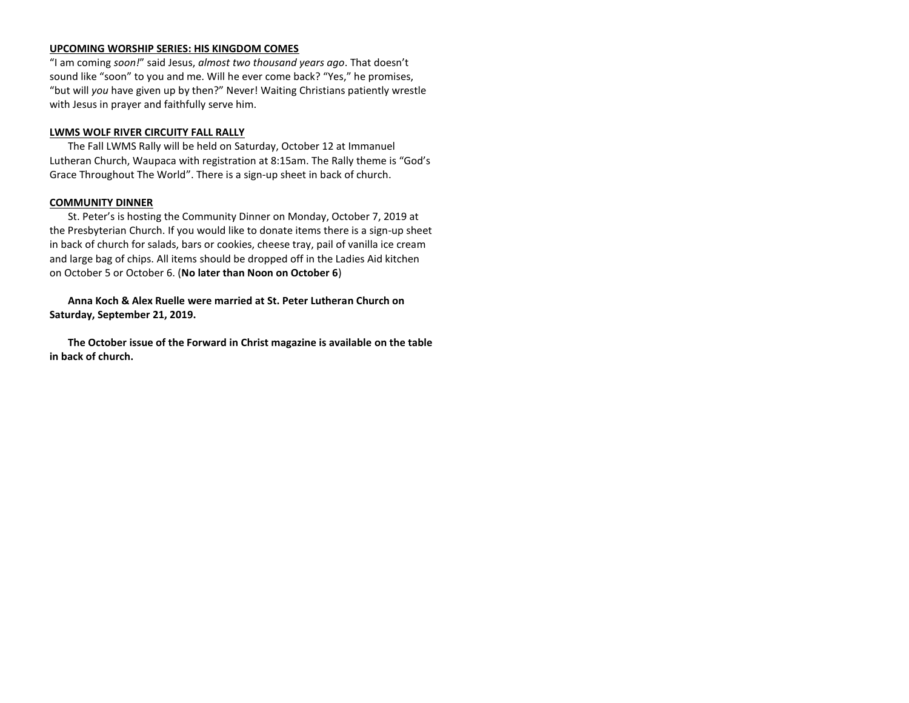**UPCOMING WORSHIP SERIES: HIS KINGDOM COMES**

"I am coming *soon!*" said Jesus, *almost two thousand years ago*. That doesn't sound like "soon" to you and me. Will he ever come back? "Yes," he promises, "but will *you* have given up by then?" Never! Waiting Christians patiently wrestle with Jesus in prayer and faithfully serve him.

**LWMS WOLF RIVER CIRCUITY FALL RALLY**

The Fall LWMS Rally will be held on Saturday, October 12 at Immanuel Lutheran Church, Waupaca with registration at 8:15am. The Rally theme is "God's Grace Throughout The World". There is a sign-up sheet in back of church.

**COMMUNITY DINNER**

St. Peter's is hosting the Community Dinner on Monday, October 7, 2019 at the Presbyterian Church. If you would like to donate items there is a sign-up sheet in back of church for salads, bars or cookies, cheese tray, pail of vanilla ice cream and large bag of chips. All items should be dropped off in the Ladies Aid kitchen on October 5 or October 6. (**No later than Noon on October 6**)

**Anna Koch & Alex Ruelle were married at St. Peter Lutheran Church on Saturday, September 21, 2019.**

**The October issue of the Forward in Christ magazine is available on the table in back of church.**